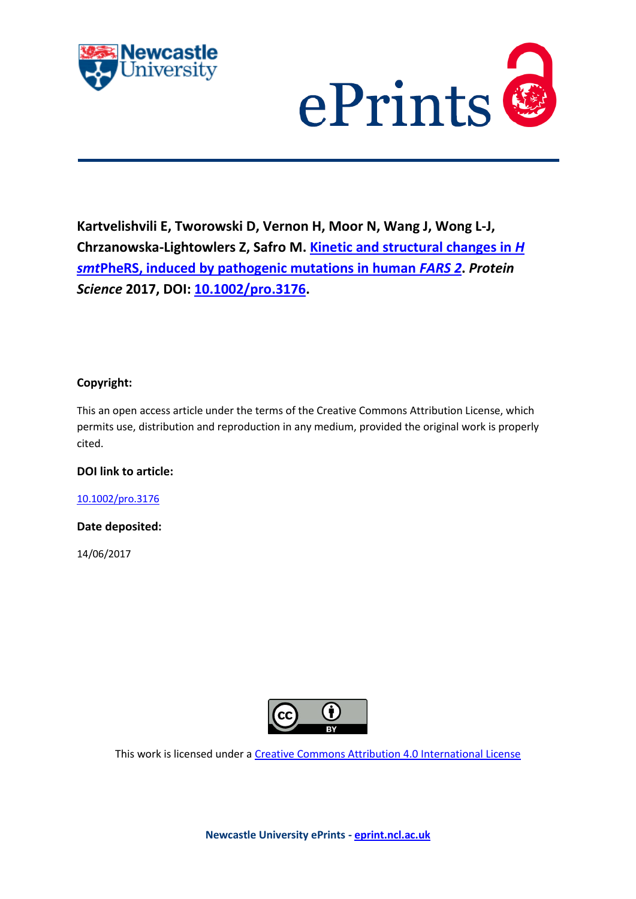**Kartvelishvili E, Tworowski D, Vernon H, Moor N, Wang J, Wong L-J, Chrzanowska-Lightowlers Z, Safro M. Kinetic and structural changes in *H smt*PheRS, induced by pathogenic mutations in human *FARS 2*. *Protein Science* 2017, DOI: 10.1002/pro.3176.**

**Copyright:**

This an open access article under the terms of the Creative Commons Attribution License, which permits use, distribution and reproduction in any medium, provided the original work is properly cited.

**DOI link to article:**

10.1002/pro.3176

**Date deposited:**

14/06/2017

This work is licensed under a Creative Commons Attribution 4.0 International License

**Newcastle University ePrints - eprint.ncl.ac.uk**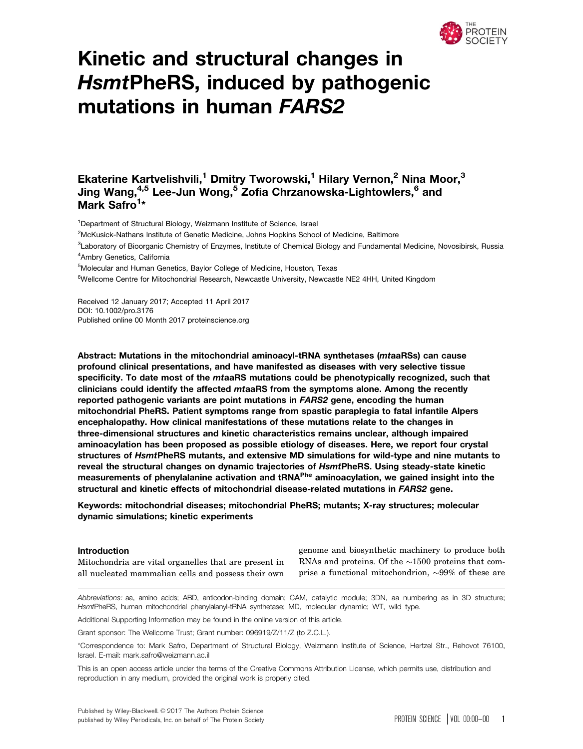# Kinetic and structural changes in *HsmtPheRS*, induced by pathogenic mutations in human *FARS2*

**Ekaterine Kartvelishvili,[1] Dmitry Tworowski,[1] Hilary Vernon,[2] Nina Moor,[3] Jing Wang,[4,5] Lee-Jun Wong,[5] Zofia Chrzanowska-Lightowlers,[6] and Mark Safro[1]***

[1]Department of Structural Biology, Weizmann Institute of Science, Israel
[2]McKusick-Nathans Institute of Genetic Medicine, Johns Hopkins School of Medicine, Baltimore
[3]Laboratory of Bioorganic Chemistry of Enzymes, Institute of Chemical Biology and Fundamental Medicine, Novosibirsk, Russia
[4]Ambry Genetics, California
[5]Molecular and Human Genetics, Baylor College of Medicine, Houston, Texas
[6]Wellcome Centre for Mitochondrial Research, Newcastle University, Newcastle NE2 4HH, United Kingdom

Received 12 January 2017; Accepted 11 April 2017
DOI: 10.1002/pro.3176
Published online 00 Month 2017 proteinscience.org

**Abstract: Mutations in the mitochondrial aminoacyl-tRNA synthetases (*mt*aaRSs) can cause profound clinical presentations, and have manifested as diseases with very selective tissue specificity. To date most of the *mt*aaRS mutations could be phenotypically recognized, such that clinicians could identify the affected *mt*aaRS from the symptoms alone. Among the recently reported pathogenic variants are point mutations in *FARS2* gene, encoding the human mitochondrial PheRS. Patient symptoms range from spastic paraplegia to fatal infantile Alpers encephalopathy. How clinical manifestations of these mutations relate to the changes in three-dimensional structures and kinetic characteristics remains unclear, although impaired aminoacylation has been proposed as possible etiology of diseases. Here, we report four crystal structures of *Hsmt*PheRS mutants, and extensive MD simulations for wild-type and nine mutants to reveal the structural changes on dynamic trajectories of *Hsmt*PheRS. Using steady-state kinetic measurements of phenylalanine activation and tRNA$^{Phe}$ aminoacylation, we gained insight into the structural and kinetic effects of mitochondrial disease-related mutations in *FARS2* gene.**

**Keywords: mitochondrial diseases; mitochondrial PheRS; mutants; X-ray structures; molecular dynamic simulations; kinetic experiments**

## Introduction

Mitochondria are vital organelles that are present in all nucleated mammalian cells and possess their own genome and biosynthetic machinery to produce both RNAs and proteins. Of the ~1500 proteins that comprise a functional mitochondrion, ~99% of these are

*Abbreviations:* aa, amino acids; ABD, anticodon-binding domain; CAM, catalytic module; 3DN, aa numbering as in 3D structure; *Hsmt*PheRS, human mitochondrial phenylalanyl-tRNA synthetase; MD, molecular dynamic; WT, wild type.

Additional Supporting Information may be found in the online version of this article.

Grant sponsor: The Wellcome Trust; Grant number: 096919/Z/11/Z (to Z.C.L.).

*Correspondence to: Mark Safro, Department of Structural Biology, Weizmann Institute of Science, Hertzel Str., Rehovot 76100, Israel. E-mail: mark.safro@weizmann.ac.il

This is an open access article under the terms of the Creative Commons Attribution License, which permits use, distribution and reproduction in any medium, provided the original work is properly cited.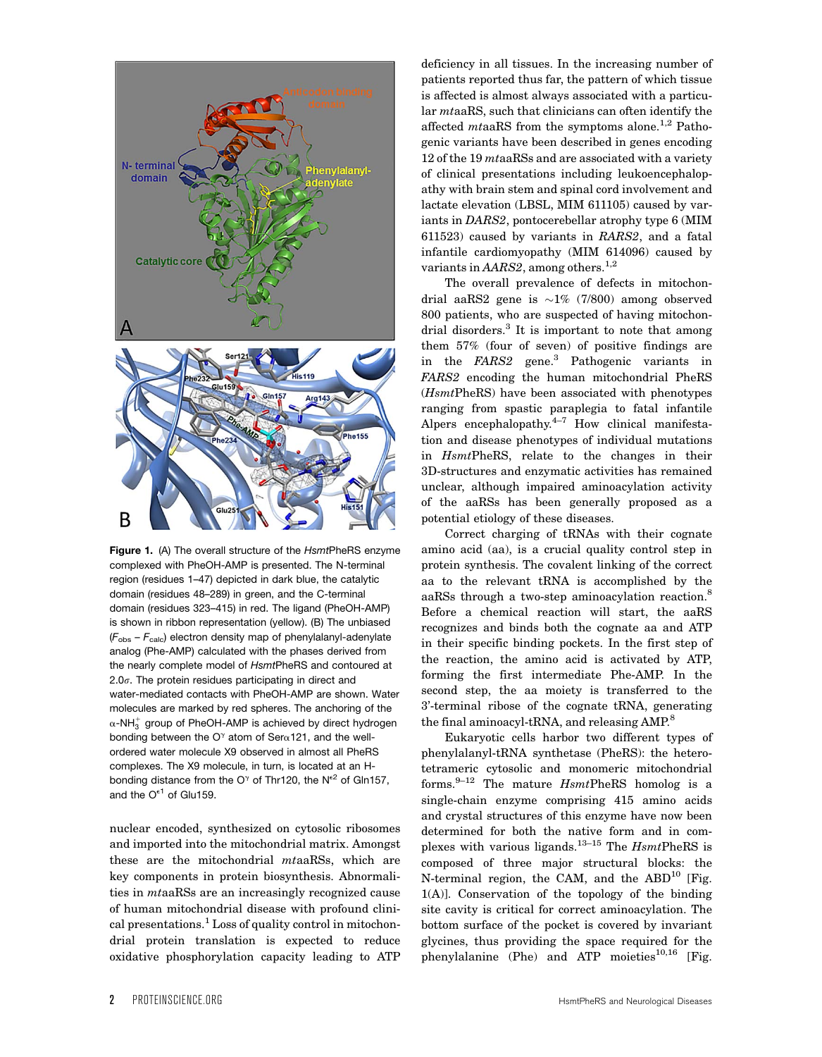**Figure 1.** (A) The overall structure of the *Hsmt*PheRS enzyme complexed with PheOH-AMP is presented. The N-terminal region (residues 1–47) depicted in dark blue, the catalytic domain (residues 48–289) in green, and the C-terminal domain (residues 323–415) in red. The ligand (PheOH-AMP) is shown in ribbon representation (yellow). (B) The unbiased ($F_{obs} - F_{calc}$) electron density map of phenylalanyl-adenylate analog (Phe-AMP) calculated with the phases derived from the nearly complete model of *Hsmt*PheRS and contoured at 2.0σ. The protein residues participating in direct and water-mediated contacts with PheOH-AMP are shown. Water molecules are marked by red spheres. The anchoring of the α-$NH_3^+$ group of PheOH-AMP is achieved by direct hydrogen bonding between the $O^{\gamma}$ atom of Serα121, and the well-ordered water molecule X9 observed in almost all PheRS complexes. The X9 molecule, in turn, is located at an H-bonding distance from the $O^{\gamma}$ of Thr120, the $N^{\epsilon 2}$ of Gln157, and the $O^{\epsilon 1}$ of Glu159.

nuclear encoded, synthesized on cytosolic ribosomes and imported into the mitochondrial matrix. Amongst these are the mitochondrial *mt*aaRSs, which are key components in protein biosynthesis. Abnormalities in *mt*aaRSs are an increasingly recognized cause of human mitochondrial disease with profound clinical presentations.[1] Loss of quality control in mitochondrial protein translation is expected to reduce oxidative phosphorylation capacity leading to ATP deficiency in all tissues. In the increasing number of patients reported thus far, the pattern of which tissue is affected is almost always associated with a particular *mt*aaRS, such that clinicians can often identify the affected *mt*aaRS from the symptoms alone.[1,2] Pathogenic variants have been described in genes encoding 12 of the 19 *mt*aaRSs and are associated with a variety of clinical presentations including leukoencephalopathy with brain stem and spinal cord involvement and lactate elevation (LBSL, MIM 611105) caused by variants in *DARS2*, pontocerebellar atrophy type 6 (MIM 611523) caused by variants in *RARS2*, and a fatal infantile cardiomyopathy (MIM 614096) caused by variants in *AARS2*, among others.[1,2]

The overall prevalence of defects in mitochondrial aaRS2 gene is ~1% (7/800) among observed 800 patients, who are suspected of having mitochondrial disorders.[3] It is important to note that among them 57% (four of seven) of positive findings are in the *FARS2* gene.[3] Pathogenic variants in *FARS2* encoding the human mitochondrial PheRS (*Hsmt*PheRS) have been associated with phenotypes ranging from spastic paraplegia to fatal infantile Alpers encephalopathy.[4–7] How clinical manifestation and disease phenotypes of individual mutations in *Hsmt*PheRS, relate to the changes in their 3D-structures and enzymatic activities has remained unclear, although impaired aminoacylation activity of the aaRSs has been generally proposed as a potential etiology of these diseases.

Correct charging of tRNAs with their cognate amino acid (aa), is a crucial quality control step in protein synthesis. The covalent linking of the correct aa to the relevant tRNA is accomplished by the aaRSs through a two-step aminoacylation reaction.[8] Before a chemical reaction will start, the aaRS recognizes and binds both the cognate aa and ATP in their specific binding pockets. In the first step of the reaction, the amino acid is activated by ATP, forming the first intermediate Phe-AMP. In the second step, the aa moiety is transferred to the 3'-terminal ribose of the cognate tRNA, generating the final aminoacyl-tRNA, and releasing AMP.[8]

Eukaryotic cells harbor two different types of phenylalanyl-tRNA synthetase (PheRS): the heterotetrameric cytosolic and monomeric mitochondrial forms.[9–12] The mature *Hsmt*PheRS homolog is a single-chain enzyme comprising 415 amino acids and crystal structures of this enzyme have now been determined for both the native form and in complexes with various ligands.[13–15] The *Hsmt*PheRS is composed of three major structural blocks: the N-terminal region, the CAM, and the ABD[10] [Fig. 1(A)]. Conservation of the topology of the binding site cavity is critical for correct aminoacylation. The bottom surface of the pocket is covered by invariant glycines, thus providing the space required for the phenylalanine (Phe) and ATP moieties[10,16] [Fig.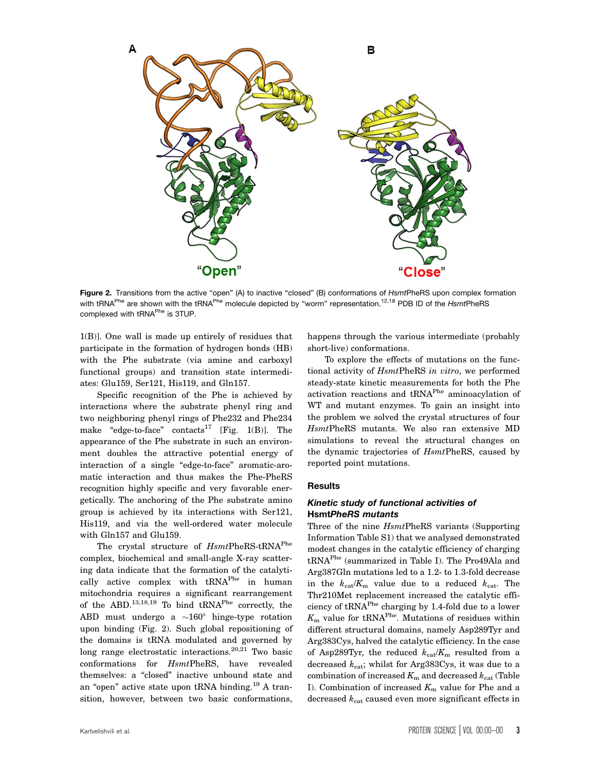**Figure 2.** Transitions from the active "open" (A) to inactive "closed" (B) conformations of *Hsmt*PheRS upon complex formation with $tRNA^{Phe}$ are shown with the $tRNA^{Phe}$ molecule depicted by "worm" representation.[12,18] PDB ID of the *Hsmt*PheRS complexed with $tRNA^{Phe}$ is 3TUP.

1(B)]. One wall is made up entirely of residues that participate in the formation of hydrogen bonds (HB) with the Phe substrate (via amine and carboxyl functional groups) and transition state intermediates: Glu159, Ser121, His119, and Gln157.

Specific recognition of the Phe is achieved by interactions where the substrate phenyl ring and two neighboring phenyl rings of Phe232 and Phe234 make "edge-to-face" contacts[17] [Fig. 1(B)]. The appearance of the Phe substrate in such an environment doubles the attractive potential energy of interaction of a single "edge-to-face" aromatic-aromatic interaction and thus makes the Phe-PheRS recognition highly specific and very favorable energetically. The anchoring of the Phe substrate amino group is achieved by its interactions with Ser121, His119, and via the well-ordered water molecule with Gln157 and Glu159.

The crystal structure of *Hsmt*PheRS-$tRNA^{Phe}$ complex, biochemical and small-angle X-ray scattering data indicate that the formation of the catalytically active complex with $tRNA^{Phe}$ in human mitochondria requires a significant rearrangement of the ABD.[13,18,19] To bind $tRNA^{Phe}$ correctly, the ABD must undergo a ~160° hinge-type rotation upon binding (Fig. 2). Such global repositioning of the domains is tRNA modulated and governed by long range electrostatic interactions.[20,21] Two basic conformations for *Hsmt*PheRS, have revealed themselves: a "closed" inactive unbound state and an "open" active state upon tRNA binding.[19] A transition, however, between two basic conformations, happens through the various intermediate (probably short-live) conformations.

To explore the effects of mutations on the functional activity of *Hsmt*PheRS *in vitro*, we performed steady-state kinetic measurements for both the Phe activation reactions and $tRNA^{Phe}$ aminoacylation of WT and mutant enzymes. To gain an insight into the problem we solved the crystal structures of four *Hsmt*PheRS mutants. We also ran extensive MD simulations to reveal the structural changes on the dynamic trajectories of *Hsmt*PheRS, caused by reported point mutations.

## Results

### *Kinetic study of functional activities of* Hsmt*PheRS mutants*

Three of the nine *Hsmt*PheRS variants (Supporting Information Table S1) that we analysed demonstrated modest changes in the catalytic efficiency of charging $tRNA^{Phe}$ (summarized in Table I). The Pro49Ala and Arg387Gln mutations led to a 1.2- to 1.3-fold decrease in the $k_{cat}/K_m$ value due to a reduced $k_{cat}$. The Thr210Met replacement increased the catalytic efficiency of $tRNA^{Phe}$ charging by 1.4-fold due to a lower $K_m$ value for $tRNA^{Phe}$. Mutations of residues within different structural domains, namely Asp289Tyr and Arg383Cys, halved the catalytic efficiency. In the case of Asp289Tyr, the reduced $k_{cat}/K_m$ resulted from a decreased $k_{cat}$; whilst for Arg383Cys, it was due to a combination of increased $K_m$ and decreased $k_{cat}$ (Table I). Combination of increased $K_m$ value for Phe and a decreased $k_{cat}$ caused even more significant effects in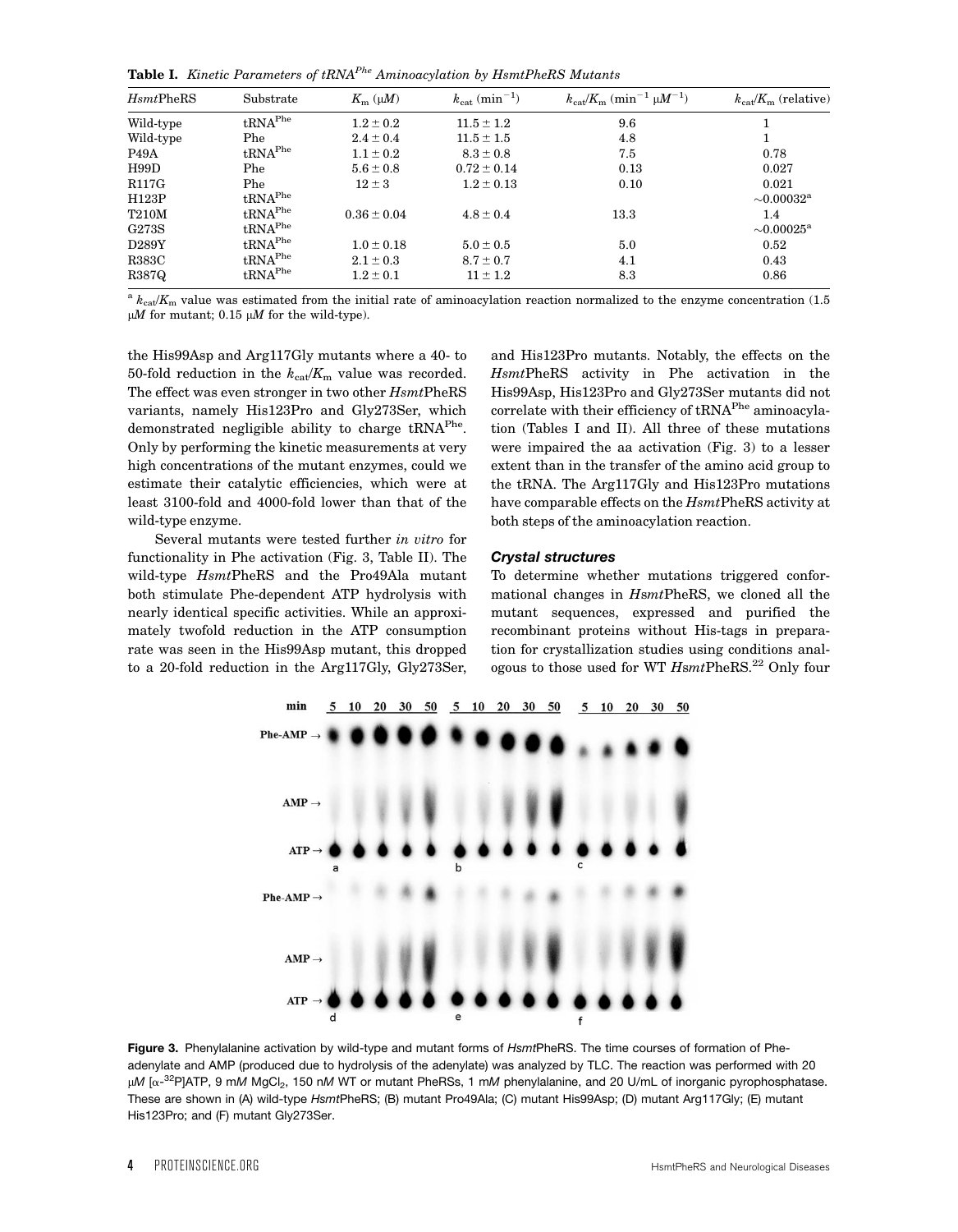**Table I.** *Kinetic Parameters of tRNA$^{Phe}$ Aminoacylation by HsmtPheRS Mutants*

| *Hsmt*PheRS | Substrate | $K_m$ ($\mu M$) | $k_{cat}$ (min$^{-1}$) | $k_{cat}/K_m$ (min$^{-1}$ $\mu M^{-1}$) | $k_{cat}/K_m$ (relative) |
|---|---|---|---|---|---|
| Wild-type | tRNA$^{Phe}$ | $1.2 \pm 0.2$ | $11.5 \pm 1.2$ | 9.6 | 1 |
| Wild-type | Phe | $2.4 \pm 0.4$ | $11.5 \pm 1.5$ | 4.8 | 1 |
| P49A | tRNA$^{Phe}$ | $1.1 \pm 0.2$ | $8.3 \pm 0.8$ | 7.5 | 0.78 |
| H99D | Phe | $5.6 \pm 0.8$ | $0.72 \pm 0.14$ | 0.13 | 0.027 |
| R117G | Phe | $12 \pm 3$ | $1.2 \pm 0.13$ | 0.10 | 0.021 |
| H123P | tRNA$^{Phe}$ | | | | ~0.00032[a] |
| T210M | tRNA$^{Phe}$ | $0.36 \pm 0.04$ | $4.8 \pm 0.4$ | 13.3 | 1.4 |
| G273S | tRNA$^{Phe}$ | | | | ~0.00025[a] |
| D289Y | tRNA$^{Phe}$ | $1.0 \pm 0.18$ | $5.0 \pm 0.5$ | 5.0 | 0.52 |
| R383C | tRNA$^{Phe}$ | $2.1 \pm 0.3$ | $8.7 \pm 0.7$ | 4.1 | 0.43 |
| R387Q | tRNA$^{Phe}$ | $1.2 \pm 0.1$ | $11 \pm 1.2$ | 8.3 | 0.86 |

[a] $k_{cat}/K_m$ value was estimated from the initial rate of aminoacylation reaction normalized to the enzyme concentration (1.5 $\mu M$ for mutant; 0.15 $\mu M$ for the wild-type).

the His99Asp and Arg117Gly mutants where a 40- to 50-fold reduction in the $k_{cat}/K_m$ value was recorded. The effect was even stronger in two other *Hsmt*PheRS variants, namely His123Pro and Gly273Ser, which demonstrated negligible ability to charge tRNA$^{Phe}$. Only by performing the kinetic measurements at very high concentrations of the mutant enzymes, could we estimate their catalytic efficiencies, which were at least 3100-fold and 4000-fold lower than that of the wild-type enzyme.

Several mutants were tested further *in vitro* for functionality in Phe activation (Fig. 3, Table II). The wild-type *Hsmt*PheRS and the Pro49Ala mutant both stimulate Phe-dependent ATP hydrolysis with nearly identical specific activities. While an approximately twofold reduction in the ATP consumption rate was seen in the His99Asp mutant, this dropped to a 20-fold reduction in the Arg117Gly, Gly273Ser, and His123Pro mutants. Notably, the effects on the *Hsmt*PheRS activity in Phe activation in the His99Asp, His123Pro and Gly273Ser mutants did not correlate with their efficiency of tRNA$^{Phe}$ aminoacylation (Tables I and II). All three of these mutations were impaired the aa activation (Fig. 3) to a lesser extent than in the transfer of the amino acid group to the tRNA. The Arg117Gly and His123Pro mutations have comparable effects on the *Hsmt*PheRS activity at both steps of the aminoacylation reaction.

### *Crystal structures*

To determine whether mutations triggered conformational changes in *Hsmt*PheRS, we cloned all the mutant sequences, expressed and purified the recombinant proteins without His-tags in preparation for crystallization studies using conditions analogous to those used for WT *Hsmt*PheRS.[22] Only four

**Figure 3.** Phenylalanine activation by wild-type and mutant forms of *Hsmt*PheRS. The time courses of formation of Phe-adenylate and AMP (produced due to hydrolysis of the adenylate) was analyzed by TLC. The reaction was performed with 20 $\mu M$ [$\alpha$-$^{32}$P]ATP, 9 m$M$ $MgCl_2$, 150 n$M$ WT or mutant PheRSs, 1 m$M$ phenylalanine, and 20 U/mL of inorganic pyrophosphatase. These are shown in (A) wild-type *Hsmt*PheRS; (B) mutant Pro49Ala; (C) mutant His99Asp; (D) mutant Arg117Gly; (E) mutant His123Pro; and (F) mutant Gly273Ser.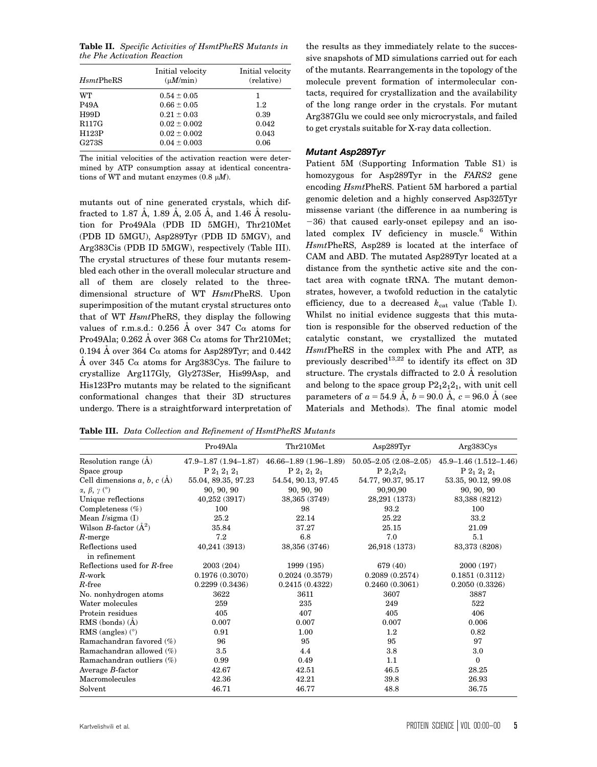**Table II.** *Specific Activities of HsmtPheRS Mutants in the Phe Activation Reaction*

| *Hsmt*PheRS | Initial velocity (μ*M*/min) | Initial velocity (relative) |
|---|---|---|
| WT | 0.54 ± 0.05 | 1 |
| P49A | 0.66 ± 0.05 | 1.2 |
| H99D | 0.21 ± 0.03 | 0.39 |
| R117G | 0.02 ± 0.002 | 0.042 |
| H123P | 0.02 ± 0.002 | 0.043 |
| G273S | 0.04 ± 0.003 | 0.06 |

The initial velocities of the activation reaction were determined by ATP consumption assay at identical concentrations of WT and mutant enzymes (0.8 μ*M*).

mutants out of nine generated crystals, which diffracted to 1.87 Å, 1.89 Å, 2.05 Å, and 1.46 Å resolution for Pro49Ala (PDB ID 5MGH), Thr210Met (PDB ID 5MGU), Asp289Tyr (PDB ID 5MGV), and Arg383Cis (PDB ID 5MGW), respectively (Table III). The crystal structures of these four mutants resembled each other in the overall molecular structure and all of them are closely related to the three-dimensional structure of WT *Hsmt*PheRS. Upon superimposition of the mutant crystal structures onto that of WT *Hsmt*PheRS, they display the following values of r.m.s.d.: 0.256 Å over 347 Cα atoms for Pro49Ala; 0.262 Å over 368 Cα atoms for Thr210Met; 0.194 Å over 364 Cα atoms for Asp289Tyr; and 0.442 Å over 345 Cα atoms for Arg383Cys. The failure to crystallize Arg117Gly, Gly273Ser, His99Asp, and His123Pro mutants may be related to the significant conformational changes that their 3D structures undergo. There is a straightforward interpretation of the results as they immediately relate to the successive snapshots of MD simulations carried out for each of the mutants. Rearrangements in the topology of the molecule prevent formation of intermolecular contacts, required for crystallization and the availability of the long range order in the crystals. For mutant Arg387Glu we could see only microcrystals, and failed to get crystals suitable for X-ray data collection.

### *Mutant Asp289Tyr*

Patient 5M (Supporting Information Table S1) is homozygous for Asp289Tyr in the *FARS2* gene encoding *Hsmt*PheRS. Patient 5M harbored a partial genomic deletion and a highly conserved Asp325Tyr missense variant (the difference in aa numbering is −36) that caused early-onset epilepsy and an isolated complex IV deficiency in muscle.[6] Within *Hsmt*PheRS, Asp289 is located at the interface of CAM and ABD. The mutated Asp289Tyr located at a distance from the synthetic active site and the contact area with cognate tRNA. The mutant demonstrates, however, a twofold reduction in the catalytic efficiency, due to a decreased $k_{cat}$ value (Table I). Whilst no initial evidence suggests that this mutation is responsible for the observed reduction of the catalytic constant, we crystallized the mutated *Hsmt*PheRS in the complex with Phe and ATP, as previously described[13,22] to identify its effect on 3D structure. The crystals diffracted to 2.0 Å resolution and belong to the space group $P2_12_12_1$, with unit cell parameters of $a = 54.9$ Å, $b = 90.0$ Å, $c = 96.0$ Å (see Materials and Methods). The final atomic model

**Table III.** *Data Collection and Refinement of HsmtPheRS Mutants*

| | Pro49Ala | Thr210Met | Asp289Tyr | Arg383Cys |
|---|---|---|---|---|
| Resolution range (Å) | 47.9–1.87 (1.94–1.87) | 46.66–1.89 (1.96–1.89) | 50.05–2.05 (2.08–2.05) | 45.9–1.46 (1.512–1.46) |
| Space group | $P\ 2_1\ 2_1\ 2_1$ | $P\ 2_1\ 2_1\ 2_1$ | $P\ 2_12_12_1$ | $P\ 2_1\ 2_1\ 2_1$ |
| Cell dimensions $a$, $b$, $c$ (Å) | 55.04, 89.35, 97.23 | 54.54, 90.13, 97.45 | 54.77, 90.37, 95.17 | 53.35, 90.12, 99.08 |
| $\alpha$, $\beta$, $\gamma$ (°) | 90, 90, 90 | 90, 90, 90 | 90,90,90 | 90, 90, 90 |
| Unique reflections | 40,252 (3917) | 38,365 (3749) | 28,291 (1373) | 83,388 (8212) |
| Completeness (%) | 100 | 98 | 93.2 | 100 |
| Mean $I$/sigma (I) | 25.2 | 22.14 | 25.22 | 33.2 |
| Wilson $B$-factor (Å$^2$) | 35.84 | 37.27 | 25.15 | 21.09 |
| $R$-merge | 7.2 | 6.8 | 7.0 | 5.1 |
| Reflections used in refinement | 40,241 (3913) | 38,356 (3746) | 26,918 (1373) | 83,373 (8208) |
| Reflections used for $R$-free | 2003 (204) | 1999 (195) | 679 (40) | 2000 (197) |
| $R$-work | 0.1976 (0.3070) | 0.2024 (0.3579) | 0.2089 (0.2574) | 0.1851 (0.3112) |
| $R$-free | 0.2299 (0.3436) | 0.2415 (0.4322) | 0.2460 (0.3061) | 0.2050 (0.3326) |
| No. nonhydrogen atoms | 3622 | 3611 | 3607 | 3887 |
| Water molecules | 259 | 235 | 249 | 522 |
| Protein residues | 405 | 407 | 405 | 406 |
| RMS (bonds) (Å) | 0.007 | 0.007 | 0.007 | 0.006 |
| RMS (angles) (°) | 0.91 | 1.00 | 1.2 | 0.82 |
| Ramachandran favored (%) | 96 | 95 | 95 | 97 |
| Ramachandran allowed (%) | 3.5 | 4.4 | 3.8 | 3.0 |
| Ramachandran outliers (%) | 0.99 | 0.49 | 1.1 | 0 |
| Average $B$-factor | 42.67 | 42.51 | 46.5 | 28.25 |
| Macromolecules | 42.36 | 42.21 | 39.8 | 26.93 |
| Solvent | 46.71 | 46.77 | 48.8 | 36.75 |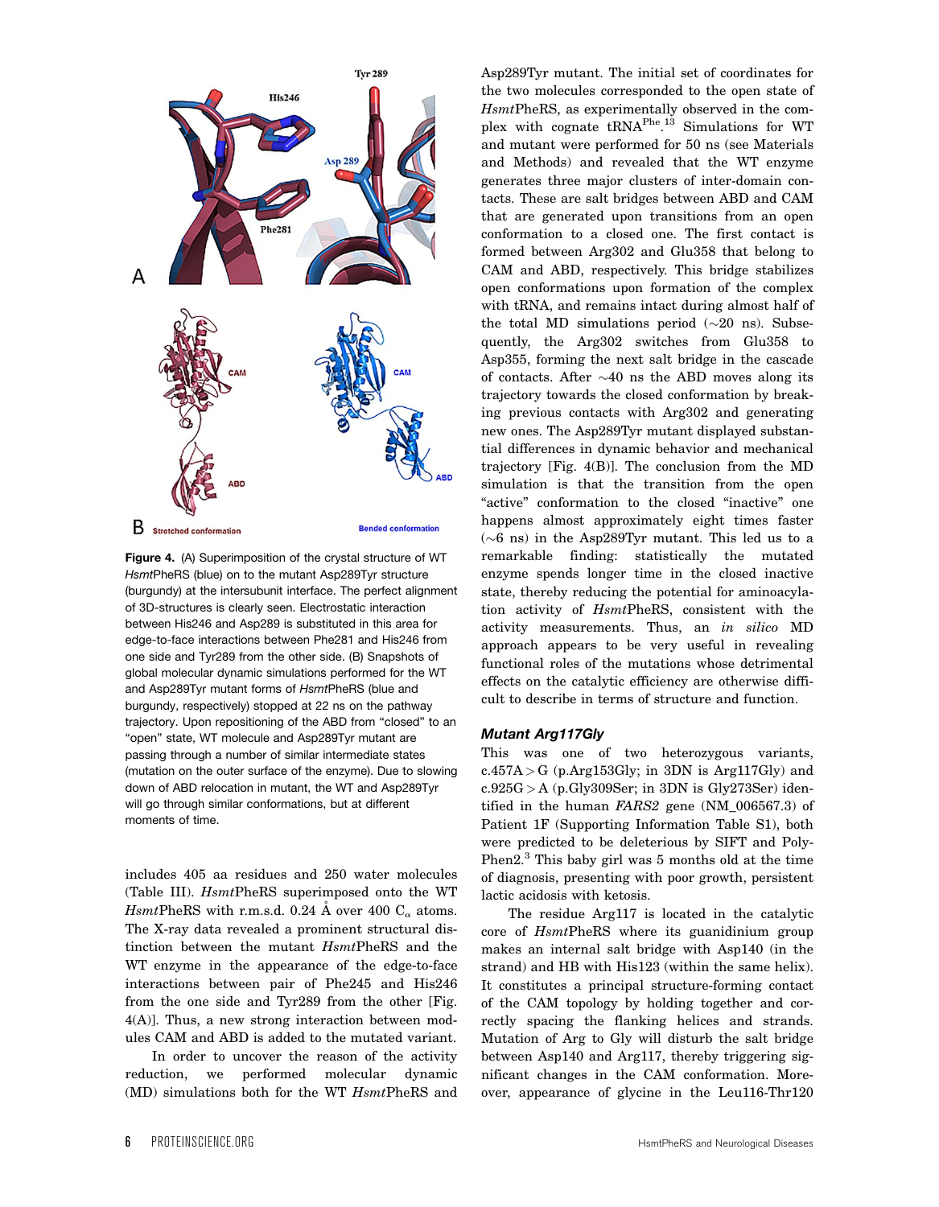Figure 4. (A) Superimposition of the crystal structure of WT *Hsmt*PheRS (blue) on to the mutant Asp289Tyr structure (burgundy) at the intersubunit interface. The perfect alignment of 3D-structures is clearly seen. Electrostatic interaction between His246 and Asp289 is substituted in this area for edge-to-face interactions between Phe281 and His246 from one side and Tyr289 from the other side. (B) Snapshots of global molecular dynamic simulations performed for the WT and Asp289Tyr mutant forms of *Hsmt*PheRS (blue and burgundy, respectively) stopped at 22 ns on the pathway trajectory. Upon repositioning of the ABD from "closed" to an "open" state, WT molecule and Asp289Tyr mutant are passing through a number of similar intermediate states (mutation on the outer surface of the enzyme). Due to slowing down of ABD relocation in mutant, the WT and Asp289Tyr will go through similar conformations, but at different moments of time.

includes 405 aa residues and 250 water molecules (Table III). *Hsmt*PheRS superimposed onto the WT *Hsmt*PheRS with r.m.s.d. 0.24 Å over 400 $C_{\alpha}$ atoms. The X-ray data revealed a prominent structural distinction between the mutant *Hsmt*PheRS and the WT enzyme in the appearance of the edge-to-face interactions between pair of Phe245 and His246 from the one side and Tyr289 from the other [Fig. 4(A)]. Thus, a new strong interaction between modules CAM and ABD is added to the mutated variant.

In order to uncover the reason of the activity reduction, we performed molecular dynamic (MD) simulations both for the WT *Hsmt*PheRS and Asp289Tyr mutant. The initial set of coordinates for the two molecules corresponded to the open state of *Hsmt*PheRS, as experimentally observed in the complex with cognate $tRNA^{Phe}$.[13] Simulations for WT and mutant were performed for 50 ns (see Materials and Methods) and revealed that the WT enzyme generates three major clusters of inter-domain contacts. These are salt bridges between ABD and CAM that are generated upon transitions from an open conformation to a closed one. The first contact is formed between Arg302 and Glu358 that belong to CAM and ABD, respectively. This bridge stabilizes open conformations upon formation of the complex with tRNA, and remains intact during almost half of the total MD simulations period (~20 ns). Subsequently, the Arg302 switches from Glu358 to Asp355, forming the next salt bridge in the cascade of contacts. After ~40 ns the ABD moves along its trajectory towards the closed conformation by breaking previous contacts with Arg302 and generating new ones. The Asp289Tyr mutant displayed substantial differences in dynamic behavior and mechanical trajectory [Fig. 4(B)]. The conclusion from the MD simulation is that the transition from the open "active" conformation to the closed "inactive" one happens almost approximately eight times faster (~6 ns) in the Asp289Tyr mutant. This led us to a remarkable finding: statistically the mutated enzyme spends longer time in the closed inactive state, thereby reducing the potential for aminoacylation activity of *Hsmt*PheRS, consistent with the activity measurements. Thus, an *in silico* MD approach appears to be very useful in revealing functional roles of the mutations whose detrimental effects on the catalytic efficiency are otherwise difficult to describe in terms of structure and function.

### Mutant Arg117Gly

This was one of two heterozygous variants, c.457A > G (p.Arg153Gly; in 3DN is Arg117Gly) and c.925G > A (p.Gly309Ser; in 3DN is Gly273Ser) identified in the human *FARS2* gene (NM_006567.3) of Patient 1F (Supporting Information Table S1), both were predicted to be deleterious by SIFT and PolyPhen2.[3] This baby girl was 5 months old at the time of diagnosis, presenting with poor growth, persistent lactic acidosis with ketosis.

The residue Arg117 is located in the catalytic core of *Hsmt*PheRS where its guanidinium group makes an internal salt bridge with Asp140 (in the strand) and HB with His123 (within the same helix). It constitutes a principal structure-forming contact of the CAM topology by holding together and correctly spacing the flanking helices and strands. Mutation of Arg to Gly will disturb the salt bridge between Asp140 and Arg117, thereby triggering significant changes in the CAM conformation. Moreover, appearance of glycine in the Leu116-Thr120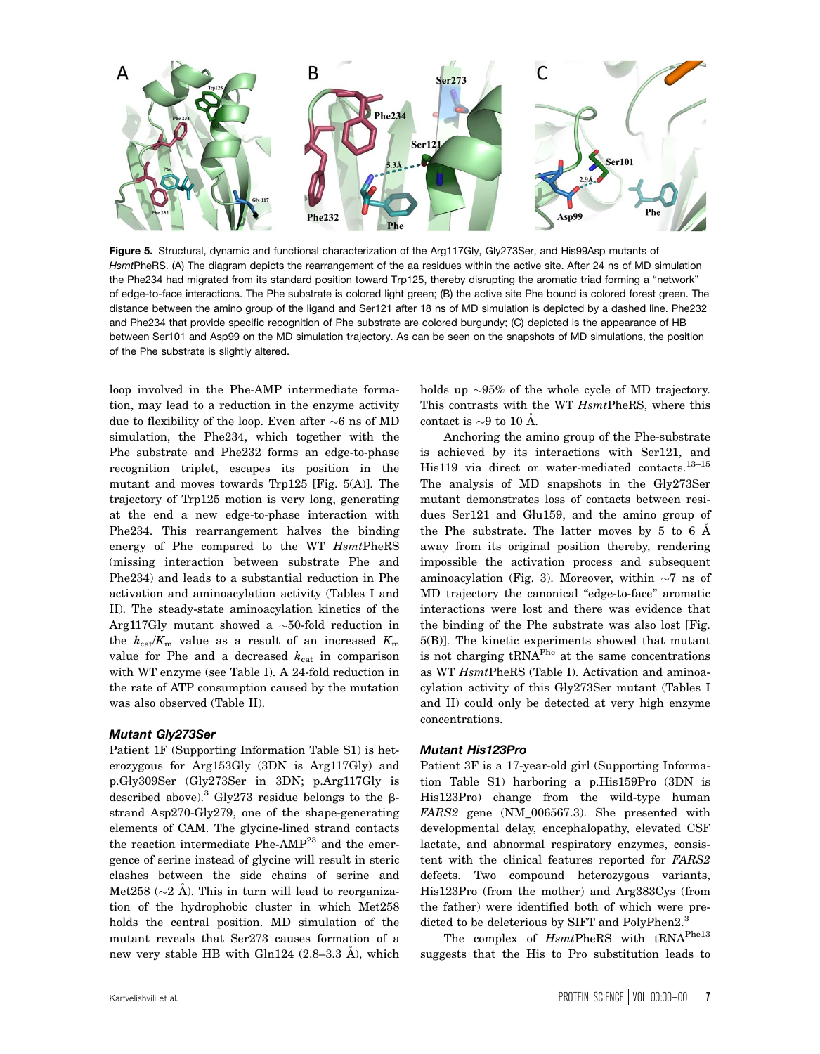**Figure 5.** Structural, dynamic and functional characterization of the Arg117Gly, Gly273Ser, and His99Asp mutants of *Hsmt*PheRS. (A) The diagram depicts the rearrangement of the aa residues within the active site. After 24 ns of MD simulation the Phe234 had migrated from its standard position toward Trp125, thereby disrupting the aromatic triad forming a "network" of edge-to-face interactions. The Phe substrate is colored light green; (B) the active site Phe bound is colored forest green. The distance between the amino group of the ligand and Ser121 after 18 ns of MD simulation is depicted by a dashed line. Phe232 and Phe234 that provide specific recognition of Phe substrate are colored burgundy; (C) depicted is the appearance of HB between Ser101 and Asp99 on the MD simulation trajectory. As can be seen on the snapshots of MD simulations, the position of the Phe substrate is slightly altered.

loop involved in the Phe-AMP intermediate formation, may lead to a reduction in the enzyme activity due to flexibility of the loop. Even after ∼6 ns of MD simulation, the Phe234, which together with the Phe substrate and Phe232 forms an edge-to-phase recognition triplet, escapes its position in the mutant and moves towards Trp125 [Fig. 5(A)]. The trajectory of Trp125 motion is very long, generating at the end a new edge-to-phase interaction with Phe234. This rearrangement halves the binding energy of Phe compared to the WT *Hsmt*PheRS (missing interaction between substrate Phe and Phe234) and leads to a substantial reduction in Phe activation and aminoacylation activity (Tables I and II). The steady-state aminoacylation kinetics of the Arg117Gly mutant showed a ∼50-fold reduction in the $k_{cat}/K_m$ value as a result of an increased $K_m$ value for Phe and a decreased $k_{cat}$ in comparison with WT enzyme (see Table I). A 24-fold reduction in the rate of ATP consumption caused by the mutation was also observed (Table II).

### Mutant Gly273Ser

Patient 1F (Supporting Information Table S1) is heterozygous for Arg153Gly (3DN is Arg117Gly) and p.Gly309Ser (Gly273Ser in 3DN; p.Arg117Gly is described above).[3] Gly273 residue belongs to the β-strand Asp270-Gly279, one of the shape-generating elements of CAM. The glycine-lined strand contacts the reaction intermediate Phe-AMP[23] and the emergence of serine instead of glycine will result in steric clashes between the side chains of serine and Met258 (∼2 Å). This in turn will lead to reorganization of the hydrophobic cluster in which Met258 holds the central position. MD simulation of the mutant reveals that Ser273 causes formation of a new very stable HB with Gln124 (2.8–3.3 Å), which holds up ∼95% of the whole cycle of MD trajectory. This contrasts with the WT *Hsmt*PheRS, where this contact is ∼9 to 10 Å.

Anchoring the amino group of the Phe-substrate is achieved by its interactions with Ser121, and His119 via direct or water-mediated contacts.[13–15] The analysis of MD snapshots in the Gly273Ser mutant demonstrates loss of contacts between residues Ser121 and Glu159, and the amino group of the Phe substrate. The latter moves by 5 to 6 Å away from its original position thereby, rendering impossible the activation process and subsequent aminoacylation (Fig. 3). Moreover, within ∼7 ns of MD trajectory the canonical "edge-to-face" aromatic interactions were lost and there was evidence that the binding of the Phe substrate was also lost [Fig. 5(B)]. The kinetic experiments showed that mutant is not charging tRNA[Phe] at the same concentrations as WT *Hsmt*PheRS (Table I). Activation and aminoacylation activity of this Gly273Ser mutant (Tables I and II) could only be detected at very high enzyme concentrations.

### Mutant His123Pro

Patient 3F is a 17-year-old girl (Supporting Information Table S1) harboring a p.His159Pro (3DN is His123Pro) change from the wild-type human *FARS2* gene (NM_006567.3). She presented with developmental delay, encephalopathy, elevated CSF lactate, and abnormal respiratory enzymes, consistent with the clinical features reported for *FARS2* defects. Two compound heterozygous variants, His123Pro (from the mother) and Arg383Cys (from the father) were identified both of which were predicted to be deleterious by SIFT and PolyPhen2.[3]

The complex of *Hsmt*PheRS with tRNA[Phe13] suggests that the His to Pro substitution leads to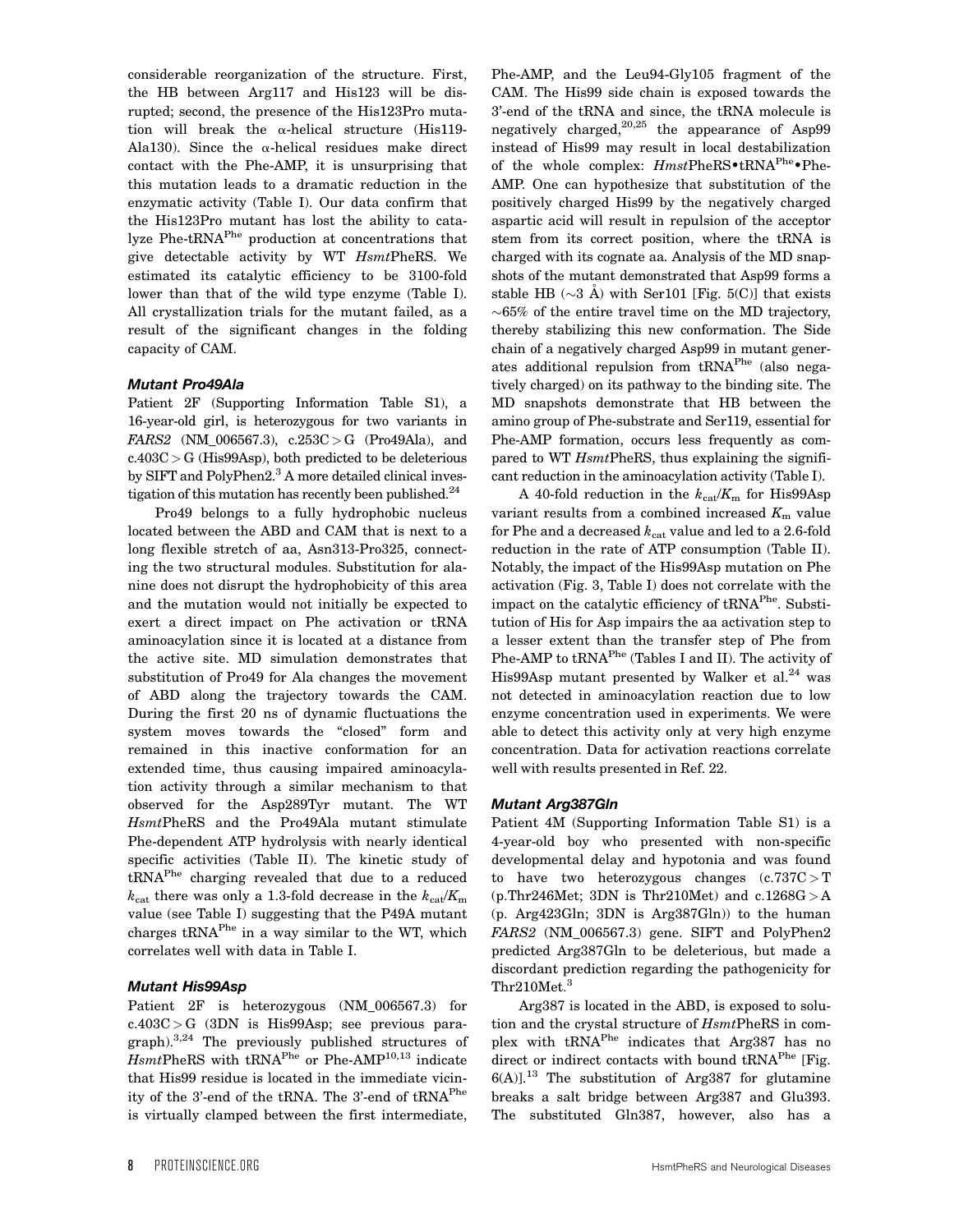considerable reorganization of the structure. First, the HB between Arg117 and His123 will be disrupted; second, the presence of the His123Pro mutation will break the α-helical structure (His119-Ala130). Since the α-helical residues make direct contact with the Phe-AMP, it is unsurprising that this mutation leads to a dramatic reduction in the enzymatic activity (Table I). Our data confirm that the His123Pro mutant has lost the ability to catalyze Phe-tRNA$^{Phe}$ production at concentrations that give detectable activity by WT *Hsmt*PheRS. We estimated its catalytic efficiency to be 3100-fold lower than that of the wild type enzyme (Table I). All crystallization trials for the mutant failed, as a result of the significant changes in the folding capacity of CAM.

### *Mutant Pro49Ala*

Patient 2F (Supporting Information Table S1), a 16-year-old girl, is heterozygous for two variants in *FARS2* (NM_006567.3), c.253C > G (Pro49Ala), and c.403C > G (His99Asp), both predicted to be deleterious by SIFT and PolyPhen2.[3] A more detailed clinical investigation of this mutation has recently been published.[24]

Pro49 belongs to a fully hydrophobic nucleus located between the ABD and CAM that is next to a long flexible stretch of aa, Asn313-Pro325, connecting the two structural modules. Substitution for alanine does not disrupt the hydrophobicity of this area and the mutation would not initially be expected to exert a direct impact on Phe activation or tRNA aminoacylation since it is located at a distance from the active site. MD simulation demonstrates that substitution of Pro49 for Ala changes the movement of ABD along the trajectory towards the CAM. During the first 20 ns of dynamic fluctuations the system moves towards the "closed" form and remained in this inactive conformation for an extended time, thus causing impaired aminoacylation activity through a similar mechanism to that observed for the Asp289Tyr mutant. The WT *Hsmt*PheRS and the Pro49Ala mutant stimulate Phe-dependent ATP hydrolysis with nearly identical specific activities (Table II). The kinetic study of tRNA$^{Phe}$ charging revealed that due to a reduced $k_{cat}$ there was only a 1.3-fold decrease in the $k_{cat}/K_m$ value (see Table I) suggesting that the P49A mutant charges tRNA$^{Phe}$ in a way similar to the WT, which correlates well with data in Table I.

### *Mutant His99Asp*

Patient 2F is heterozygous (NM_006567.3) for c.403C > G (3DN is His99Asp; see previous paragraph).[3,24] The previously published structures of *Hsmt*PheRS with tRNA$^{Phe}$ or Phe-AMP[10,13] indicate that His99 residue is located in the immediate vicinity of the 3'-end of the tRNA. The 3'-end of tRNA$^{Phe}$ is virtually clamped between the first intermediate, Phe-AMP, and the Leu94-Gly105 fragment of the CAM. The His99 side chain is exposed towards the 3'-end of the tRNA and since, the tRNA molecule is negatively charged,[20,25] the appearance of Asp99 instead of His99 may result in local destabilization of the whole complex: *Hsmt*PheRS•tRNA$^{Phe}$•Phe-AMP. One can hypothesize that substitution of the positively charged His99 by the negatively charged aspartic acid will result in repulsion of the acceptor stem from its correct position, where the tRNA is charged with its cognate aa. Analysis of the MD snapshots of the mutant demonstrated that Asp99 forms a stable HB (~3 Å) with Ser101 [Fig. 5(C)] that exists ~65% of the entire travel time on the MD trajectory, thereby stabilizing this new conformation. The Side chain of a negatively charged Asp99 in mutant generates additional repulsion from tRNA$^{Phe}$ (also negatively charged) on its pathway to the binding site. The MD snapshots demonstrate that HB between the amino group of Phe-substrate and Ser119, essential for Phe-AMP formation, occurs less frequently as compared to WT *Hsmt*PheRS, thus explaining the significant reduction in the aminoacylation activity (Table I).

A 40-fold reduction in the $k_{cat}/K_m$ for His99Asp variant results from a combined increased $K_m$ value for Phe and a decreased $k_{cat}$ value and led to a 2.6-fold reduction in the rate of ATP consumption (Table II). Notably, the impact of the His99Asp mutation on Phe activation (Fig. 3, Table I) does not correlate with the impact on the catalytic efficiency of tRNA$^{Phe}$. Substitution of His for Asp impairs the aa activation step to a lesser extent than the transfer step of Phe from Phe-AMP to tRNA$^{Phe}$ (Tables I and II). The activity of His99Asp mutant presented by Walker et al.[24] was not detected in aminoacylation reaction due to low enzyme concentration used in experiments. We were able to detect this activity only at very high enzyme concentration. Data for activation reactions correlate well with results presented in Ref. 22.

### *Mutant Arg387Gln*

Patient 4M (Supporting Information Table S1) is a 4-year-old boy who presented with non-specific developmental delay and hypotonia and was found to have two heterozygous changes (c.737C > T (p.Thr246Met; 3DN is Thr210Met) and c.1268G > A (p. Arg423Gln; 3DN is Arg387Gln)) to the human *FARS2* (NM_006567.3) gene. SIFT and PolyPhen2 predicted Arg387Gln to be deleterious, but made a discordant prediction regarding the pathogenicity for Thr210Met.[3]

Arg387 is located in the ABD, is exposed to solution and the crystal structure of *Hsmt*PheRS in complex with tRNA$^{Phe}$ indicates that Arg387 has no direct or indirect contacts with bound tRNA$^{Phe}$ [Fig. 6(A)].[13] The substitution of Arg387 for glutamine breaks a salt bridge between Arg387 and Glu393. The substituted Gln387, however, also has a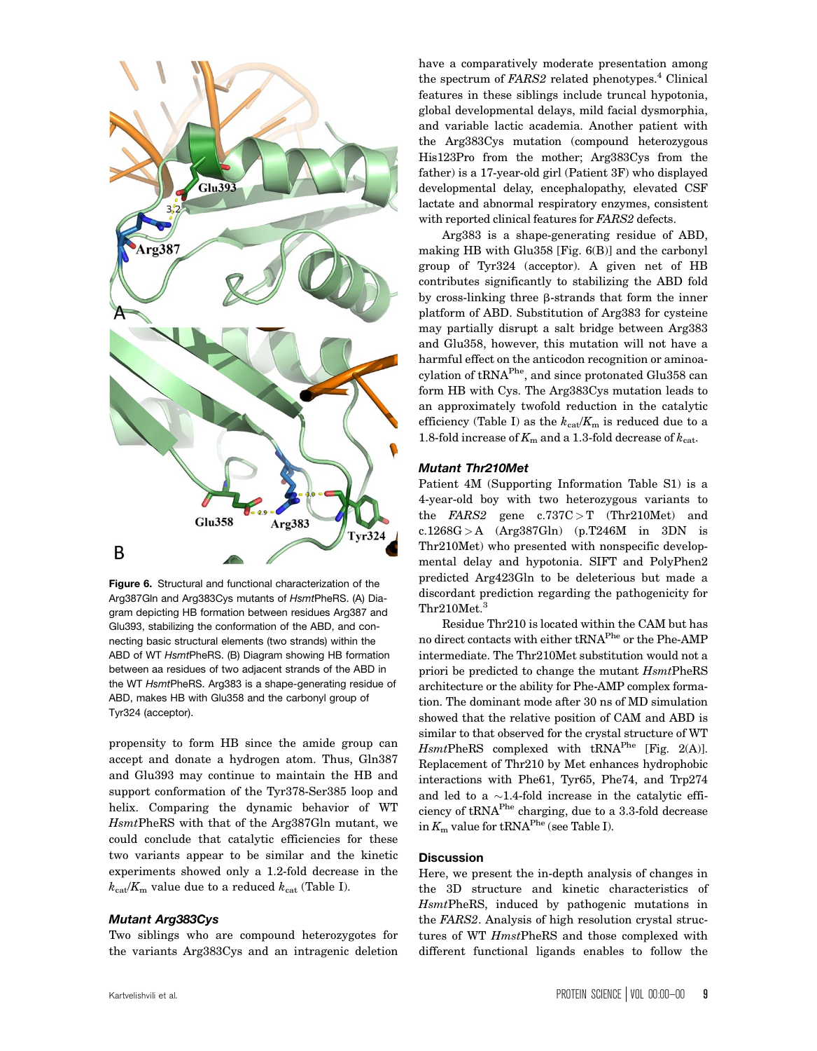Figure 6. Structural and functional characterization of the Arg387Gln and Arg383Cys mutants of *HsmtPheRS*. (A) Diagram depicting HB formation between residues Arg387 and Glu393, stabilizing the conformation of the ABD, and connecting basic structural elements (two strands) within the ABD of WT *HsmtPheRS*. (B) Diagram showing HB formation between aa residues of two adjacent strands of the ABD in the WT *HsmtPheRS*. Arg383 is a shape-generating residue of ABD, makes HB with Glu358 and the carbonyl group of Tyr324 (acceptor).

propensity to form HB since the amide group can accept and donate a hydrogen atom. Thus, Gln387 and Glu393 may continue to maintain the HB and support conformation of the Tyr378-Ser385 loop and helix. Comparing the dynamic behavior of WT *HsmtPheRS* with that of the Arg387Gln mutant, we could conclude that catalytic efficiencies for these two variants appear to be similar and the kinetic experiments showed only a 1.2-fold decrease in the $k_{cat}/K_m$ value due to a reduced $k_{cat}$ (Table I).

### *Mutant Arg383Cys*

Two siblings who are compound heterozygotes for the variants Arg383Cys and an intragenic deletion have a comparatively moderate presentation among the spectrum of *FARS2* related phenotypes.[4] Clinical features in these siblings include truncal hypotonia, global developmental delays, mild facial dysmorphia, and variable lactic academia. Another patient with the Arg383Cys mutation (compound heterozygous His123Pro from the mother; Arg383Cys from the father) is a 17-year-old girl (Patient 3F) who displayed developmental delay, encephalopathy, elevated CSF lactate and abnormal respiratory enzymes, consistent with reported clinical features for *FARS2* defects.

Arg383 is a shape-generating residue of ABD, making HB with Glu358 [Fig. 6(B)] and the carbonyl group of Tyr324 (acceptor). A given net of HB contributes significantly to stabilizing the ABD fold by cross-linking three β-strands that form the inner platform of ABD. Substitution of Arg383 for cysteine may partially disrupt a salt bridge between Arg383 and Glu358, however, this mutation will not have a harmful effect on the anticodon recognition or aminoacylation of tRNA$^{Phe}$, and since protonated Glu358 can form HB with Cys. The Arg383Cys mutation leads to an approximately twofold reduction in the catalytic efficiency (Table I) as the $k_{cat}/K_m$ is reduced due to a 1.8-fold increase of $K_m$ and a 1.3-fold decrease of $k_{cat}$.

### *Mutant Thr210Met*

Patient 4M (Supporting Information Table S1) is a 4-year-old boy with two heterozygous variants to the *FARS2* gene c.737C > T (Thr210Met) and c.1268G > A (Arg387Gln) (p.T246M in 3DN is Thr210Met) who presented with nonspecific developmental delay and hypotonia. SIFT and PolyPhen2 predicted Arg423Gln to be deleterious but made a discordant prediction regarding the pathogenicity for Thr210Met.[3]

Residue Thr210 is located within the CAM but has no direct contacts with either tRNA$^{Phe}$ or the Phe-AMP intermediate. The Thr210Met substitution would not a priori be predicted to change the mutant *HsmtPheRS* architecture or the ability for Phe-AMP complex formation. The dominant mode after 30 ns of MD simulation showed that the relative position of CAM and ABD is similar to that observed for the crystal structure of WT *HsmtPheRS* complexed with tRNA$^{Phe}$ [Fig. 2(A)]. Replacement of Thr210 by Met enhances hydrophobic interactions with Phe61, Tyr65, Phe74, and Trp274 and led to a ~1.4-fold increase in the catalytic efficiency of tRNA$^{Phe}$ charging, due to a 3.3-fold decrease in $K_m$ value for tRNA$^{Phe}$ (see Table I).

## Discussion

Here, we present the in-depth analysis of changes in the 3D structure and kinetic characteristics of *HsmtPheRS*, induced by pathogenic mutations in the *FARS2*. Analysis of high resolution crystal structures of WT *HmstPheRS* and those complexed with different functional ligands enables to follow the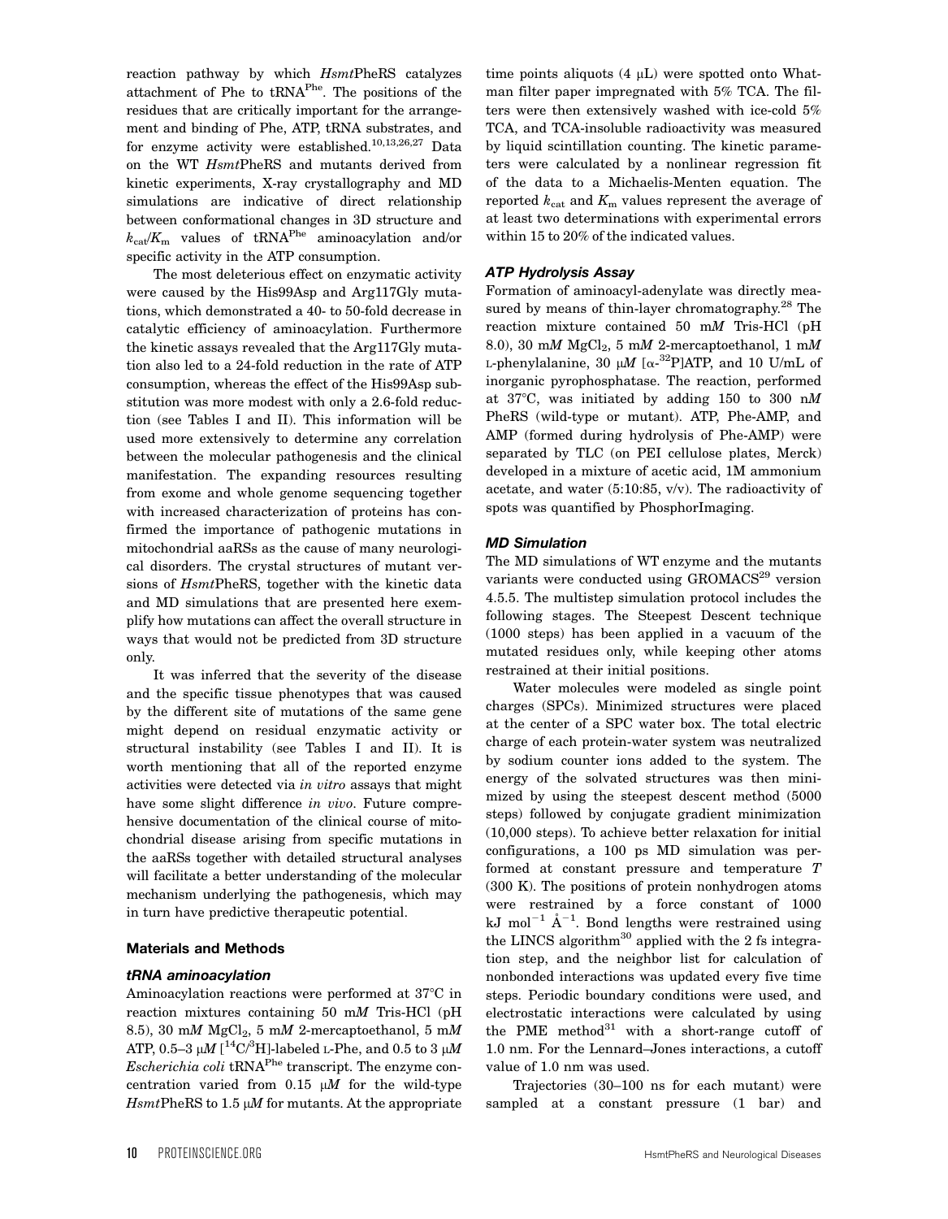reaction pathway by which *Hsmt*PheRS catalyzes attachment of Phe to $tRNA^{Phe}$. The positions of the residues that are critically important for the arrangement and binding of Phe, ATP, tRNA substrates, and for enzyme activity were established.[10,13,26,27] Data on the WT *Hsmt*PheRS and mutants derived from kinetic experiments, X-ray crystallography and MD simulations are indicative of direct relationship between conformational changes in 3D structure and $k_{cat}/K_m$ values of $tRNA^{Phe}$ aminoacylation and/or specific activity in the ATP consumption.

The most deleterious effect on enzymatic activity were caused by the His99Asp and Arg117Gly mutations, which demonstrated a 40- to 50-fold decrease in catalytic efficiency of aminoacylation. Furthermore the kinetic assays revealed that the Arg117Gly mutation also led to a 24-fold reduction in the rate of ATP consumption, whereas the effect of the His99Asp substitution was more modest with only a 2.6-fold reduction (see Tables I and II). This information will be used more extensively to determine any correlation between the molecular pathogenesis and the clinical manifestation. The expanding resources resulting from exome and whole genome sequencing together with increased characterization of proteins has confirmed the importance of pathogenic mutations in mitochondrial aaRSs as the cause of many neurological disorders. The crystal structures of mutant versions of *Hsmt*PheRS, together with the kinetic data and MD simulations that are presented here exemplify how mutations can affect the overall structure in ways that would not be predicted from 3D structure only.

It was inferred that the severity of the disease and the specific tissue phenotypes that was caused by the different site of mutations of the same gene might depend on residual enzymatic activity or structural instability (see Tables I and II). It is worth mentioning that all of the reported enzyme activities were detected via *in vitro* assays that might have some slight difference *in vivo*. Future comprehensive documentation of the clinical course of mitochondrial disease arising from specific mutations in the aaRSs together with detailed structural analyses will facilitate a better understanding of the molecular mechanism underlying the pathogenesis, which may in turn have predictive therapeutic potential.

## Materials and Methods

### *tRNA aminoacylation*

Aminoacylation reactions were performed at 37°C in reaction mixtures containing 50 m*M* Tris-HCl (pH 8.5), 30 m*M* $MgCl_2$, 5 m*M* 2-mercaptoethanol, 5 m*M* ATP, 0.5–3 μ*M* [$^{14}C$/$^{3}H$]-labeled L-Phe, and 0.5 to 3 μ*M* *Escherichia coli* $tRNA^{Phe}$ transcript. The enzyme concentration varied from 0.15 μ*M* for the wild-type *Hsmt*PheRS to 1.5 μ*M* for mutants. At the appropriate time points aliquots (4 μL) were spotted onto Whatman filter paper impregnated with 5% TCA. The filters were then extensively washed with ice-cold 5% TCA, and TCA-insoluble radioactivity was measured by liquid scintillation counting. The kinetic parameters were calculated by a nonlinear regression fit of the data to a Michaelis-Menten equation. The reported $k_{cat}$ and $K_m$ values represent the average of at least two determinations with experimental errors within 15 to 20% of the indicated values.

### *ATP Hydrolysis Assay*

Formation of aminoacyl-adenylate was directly measured by means of thin-layer chromatography.[28] The reaction mixture contained 50 m*M* Tris-HCl (pH 8.0), 30 m*M* $MgCl_2$, 5 m*M* 2-mercaptoethanol, 1 m*M* L-phenylalanine, 30 μ*M* [α-$^{32}$P]ATP, and 10 U/mL of inorganic pyrophosphatase. The reaction, performed at 37°C, was initiated by adding 150 to 300 n*M* PheRS (wild-type or mutant). ATP, Phe-AMP, and AMP (formed during hydrolysis of Phe-AMP) were separated by TLC (on PEI cellulose plates, Merck) developed in a mixture of acetic acid, 1M ammonium acetate, and water (5:10:85, v/v). The radioactivity of spots was quantified by PhosphorImaging.

### *MD Simulation*

The MD simulations of WT enzyme and the mutants variants were conducted using GROMACS[29] version 4.5.5. The multistep simulation protocol includes the following stages. The Steepest Descent technique (1000 steps) has been applied in a vacuum of the mutated residues only, while keeping other atoms restrained at their initial positions.

Water molecules were modeled as single point charges (SPCs). Minimized structures were placed at the center of a SPC water box. The total electric charge of each protein-water system was neutralized by sodium counter ions added to the system. The energy of the solvated structures was then minimized by using the steepest descent method (5000 steps) followed by conjugate gradient minimization (10,000 steps). To achieve better relaxation for initial configurations, a 100 ps MD simulation was performed at constant pressure and temperature *T* (300 K). The positions of protein nonhydrogen atoms were restrained by a force constant of 1000 kJ $mol^{-1}$ $Å^{-1}$. Bond lengths were restrained using the LINCS algorithm[30] applied with the 2 fs integration step, and the neighbor list for calculation of nonbonded interactions was updated every five time steps. Periodic boundary conditions were used, and electrostatic interactions were calculated by using the PME method[31] with a short-range cutoff of 1.0 nm. For the Lennard–Jones interactions, a cutoff value of 1.0 nm was used.

Trajectories (30–100 ns for each mutant) were sampled at a constant pressure (1 bar) and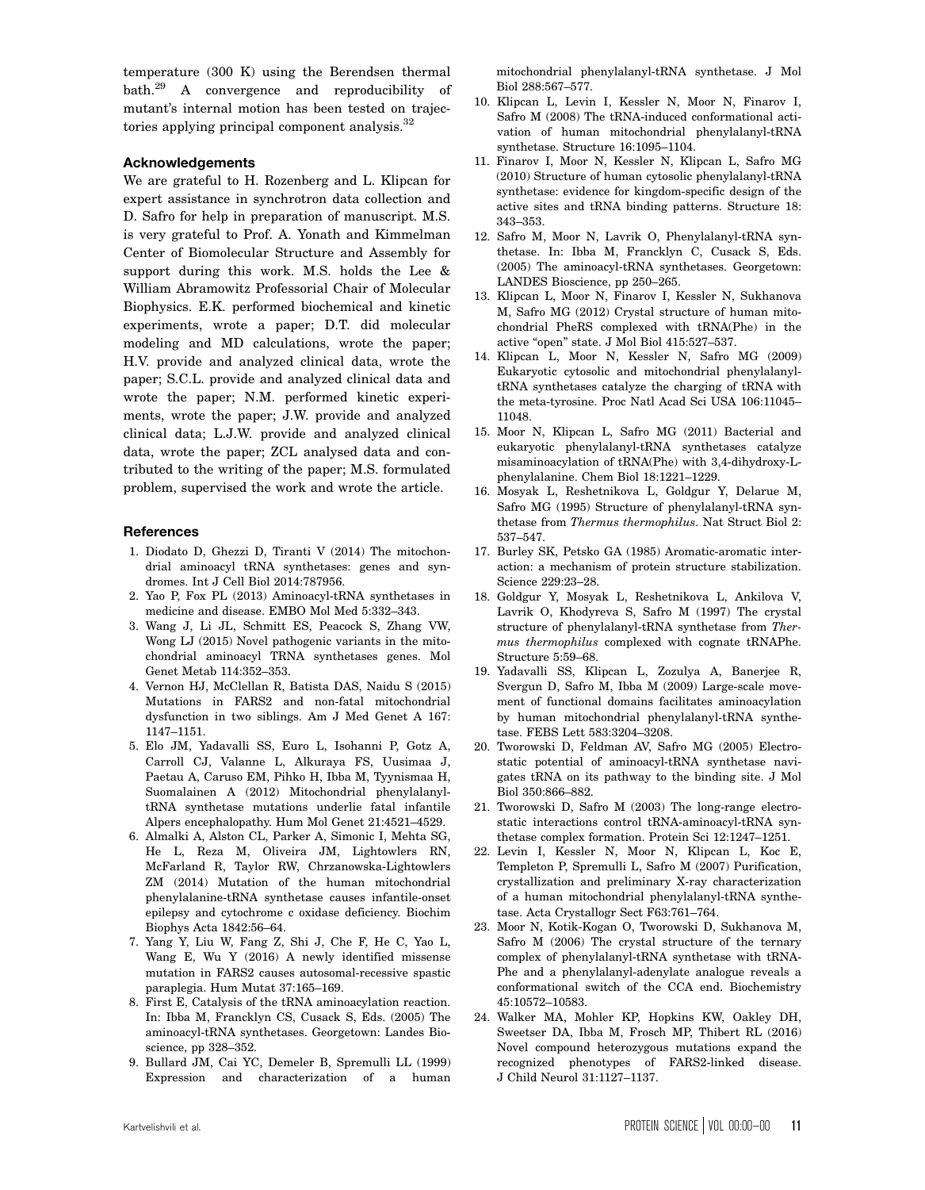temperature (300 K) using the Berendsen thermal bath.[29] A convergence and reproducibility of mutant's internal motion has been tested on trajectories applying principal component analysis.[32]

### Acknowledgements

We are grateful to H. Rozenberg and L. Klipcan for expert assistance in synchrotron data collection and D. Safro for help in preparation of manuscript. M.S. is very grateful to Prof. A. Yonath and Kimmelman Center of Biomolecular Structure and Assembly for support during this work. M.S. holds the Lee & William Abramowitz Professorial Chair of Molecular Biophysics. E.K. performed biochemical and kinetic experiments, wrote a paper; D.T. did molecular modeling and MD calculations, wrote the paper; H.V. provide and analyzed clinical data, wrote the paper; S.C.L. provide and analyzed clinical data and wrote the paper; N.M. performed kinetic experiments, wrote the paper; J.W. provide and analyzed clinical data; L.J.W. provide and analyzed clinical data, wrote the paper; ZCL analysed data and contributed to the writing of the paper; M.S. formulated problem, supervised the work and wrote the article.

### References

1. Diodato D, Ghezzi D, Tiranti V (2014) The mitochondrial aminoacyl tRNA synthetases: genes and syndromes. Int J Cell Biol 2014:787956.
2. Yao P, Fox PL (2013) Aminoacyl-tRNA synthetases in medicine and disease. EMBO Mol Med 5:332–343.
3. Wang J, Li JL, Schmitt ES, Peacock S, Zhang VW, Wong LJ (2015) Novel pathogenic variants in the mitochondrial aminoacyl TRNA synthetases genes. Mol Genet Metab 114:352–353.
4. Vernon HJ, McClellan R, Batista DAS, Naidu S (2015) Mutations in FARS2 and non-fatal mitochondrial dysfunction in two siblings. Am J Med Genet A 167: 1147–1151.
5. Elo JM, Yadavalli SS, Euro L, Isohanni P, Gotz A, Carroll CJ, Valanne L, Alkuraya FS, Uusimaa J, Paetau A, Caruso EM, Pihko H, Ibba M, Tyynismaa H, Suomalainen A (2012) Mitochondrial phenylalanyl-tRNA synthetase mutations underlie fatal infantile Alpers encephalopathy. Hum Mol Genet 21:4521–4529.
6. Almalki A, Alston CL, Parker A, Simonic I, Mehta SG, He L, Reza M, Oliveira JM, Lightowlers RN, McFarland R, Taylor RW, Chrzanowska-Lightowlers ZM (2014) Mutation of the human mitochondrial phenylalanine-tRNA synthetase causes infantile-onset epilepsy and cytochrome c oxidase deficiency. Biochim Biophys Acta 1842:56–64.
7. Yang Y, Liu W, Fang Z, Shi J, Che F, He C, Yao L, Wang E, Wu Y (2016) A newly identified missense mutation in FARS2 causes autosomal-recessive spastic paraplegia. Hum Mutat 37:165–169.
8. First E, Catalysis of the tRNA aminoacylation reaction. In: Ibba M, Francklyn CS, Cusack S, Eds. (2005) The aminoacyl-tRNA synthetases. Georgetown: Landes Bioscience, pp 328–352.
9. Bullard JM, Cai YC, Demeler B, Spremulli LL (1999) Expression and characterization of a human mitochondrial phenylalanyl-tRNA synthetase. J Mol Biol 288:567–577.
10. Klipcan L, Levin I, Kessler N, Moor N, Finarov I, Safro M (2008) The tRNA-induced conformational activation of human mitochondrial phenylalanyl-tRNA synthetase. Structure 16:1095–1104.
11. Finarov I, Moor N, Kessler N, Klipcan L, Safro MG (2010) Structure of human cytosolic phenylalanyl-tRNA synthetase: evidence for kingdom-specific design of the active sites and tRNA binding patterns. Structure 18: 343–353.
12. Safro M, Moor N, Lavrik O, Phenylalanyl-tRNA synthetase. In: Ibba M, Francklyn C, Cusack S, Eds. (2005) The aminoacyl-tRNA synthetases. Georgetown: LANDES Bioscience, pp 250–265.
13. Klipcan L, Moor N, Finarov I, Kessler N, Sukhanova M, Safro MG (2012) Crystal structure of human mitochondrial PheRS complexed with tRNA(Phe) in the active "open" state. J Mol Biol 415:527–537.
14. Klipcan L, Moor N, Kessler N, Safro MG (2009) Eukaryotic cytosolic and mitochondrial phenylalanyl-tRNA synthetases catalyze the charging of tRNA with the meta-tyrosine. Proc Natl Acad Sci USA 106:11045–11048.
15. Moor N, Klipcan L, Safro MG (2011) Bacterial and eukaryotic phenylalanyl-tRNA synthetases catalyze misaminoacylation of tRNA(Phe) with 3,4-dihydroxy-L-phenylalanine. Chem Biol 18:1221–1229.
16. Mosyak L, Reshetnikova L, Goldgur Y, Delarue M, Safro MG (1995) Structure of phenylalanyl-tRNA synthetase from *Thermus thermophilus*. Nat Struct Biol 2: 537–547.
17. Burley SK, Petsko GA (1985) Aromatic-aromatic interaction: a mechanism of protein structure stabilization. Science 229:23–28.
18. Goldgur Y, Mosyak L, Reshetnikova L, Ankilova V, Lavrik O, Khodyreva S, Safro M (1997) The crystal structure of phenylalanyl-tRNA synthetase from *Thermus thermophilus* complexed with cognate tRNAPhe. Structure 5:59–68.
19. Yadavalli SS, Klipcan L, Zozulya A, Banerjee R, Svergun D, Safro M, Ibba M (2009) Large-scale movement of functional domains facilitates aminoacylation by human mitochondrial phenylalanyl-tRNA synthetase. FEBS Lett 583:3204–3208.
20. Tworowski D, Feldman AV, Safro MG (2005) Electrostatic potential of aminoacyl-tRNA synthetase navigates tRNA on its pathway to the binding site. J Mol Biol 350:866–882.
21. Tworowski D, Safro M (2003) The long-range electrostatic interactions control tRNA-aminoacyl-tRNA synthetase complex formation. Protein Sci 12:1247–1251.
22. Levin I, Kessler N, Moor N, Klipcan L, Koc E, Templeton P, Spremulli L, Safro M (2007) Purification, crystallization and preliminary X-ray characterization of a human mitochondrial phenylalanyl-tRNA synthetase. Acta Crystallogr Sect F63:761–764.
23. Moor N, Kotik-Kogan O, Tworowski D, Sukhanova M, Safro M (2006) The crystal structure of the ternary complex of phenylalanyl-tRNA synthetase with tRNA-Phe and a phenylalanyl-adenylate analogue reveals a conformational switch of the CCA end. Biochemistry 45:10572–10583.
24. Walker MA, Mohler KP, Hopkins KW, Oakley DH, Sweetser DA, Ibba M, Frosch MP, Thibert RL (2016) Novel compound heterozygous mutations expand the recognized phenotypes of FARS2-linked disease. J Child Neurol 31:1127–1137.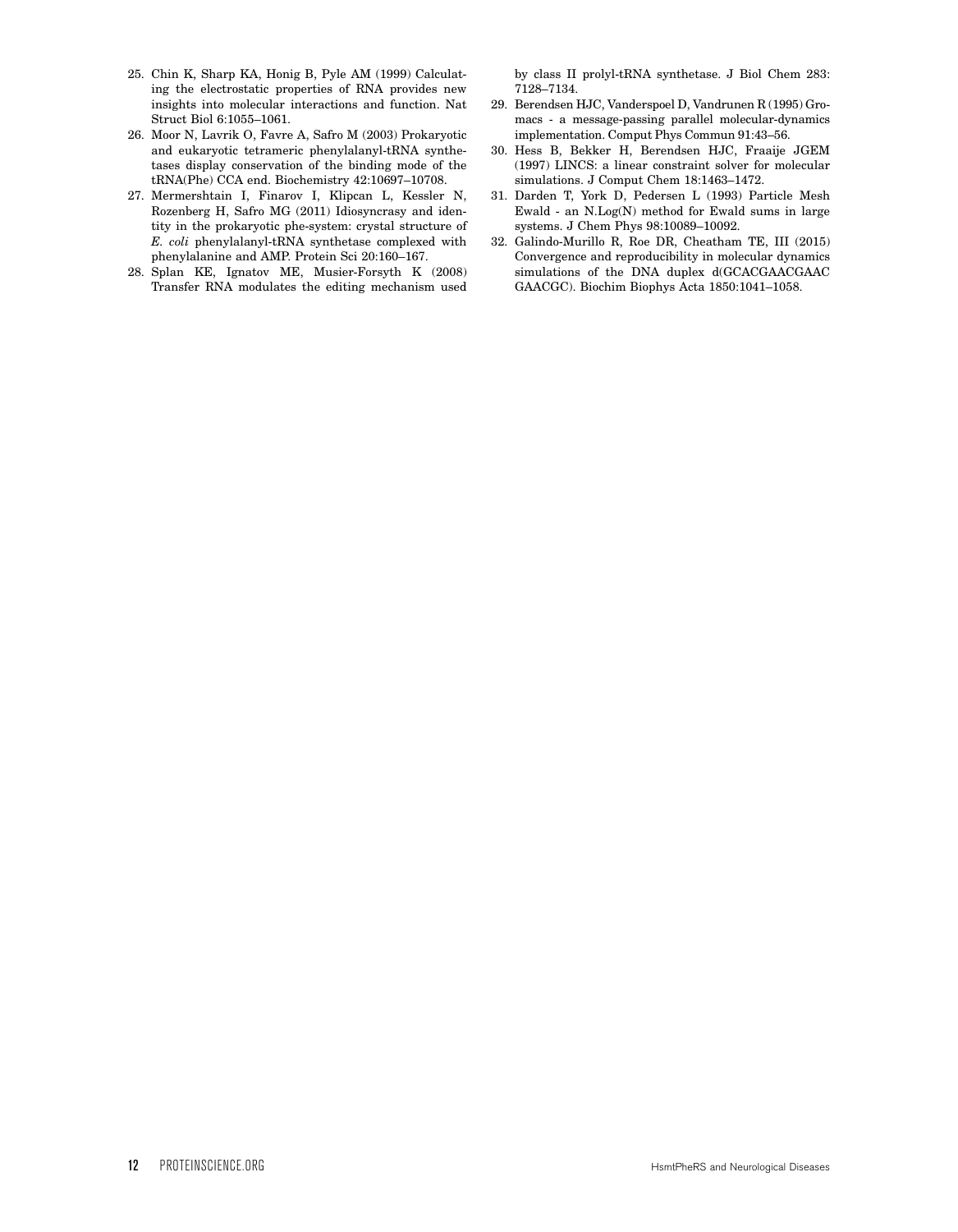25. Chin K, Sharp KA, Honig B, Pyle AM (1999) Calculating the electrostatic properties of RNA provides new insights into molecular interactions and function. Nat Struct Biol 6:1055–1061.
26. Moor N, Lavrik O, Favre A, Safro M (2003) Prokaryotic and eukaryotic tetrameric phenylalanyl-tRNA synthetases display conservation of the binding mode of the tRNA(Phe) CCA end. Biochemistry 42:10697–10708.
27. Mermershtain I, Finarov I, Klipcan L, Kessler N, Rozenberg H, Safro MG (2011) Idiosyncrasy and identity in the prokaryotic phe-system: crystal structure of *E. coli* phenylalanyl-tRNA synthetase complexed with phenylalanine and AMP. Protein Sci 20:160–167.
28. Splan KE, Ignatov ME, Musier-Forsyth K (2008) Transfer RNA modulates the editing mechanism used by class II prolyl-tRNA synthetase. J Biol Chem 283: 7128–7134.
29. Berendsen HJC, Vanderspoel D, Vandrunen R (1995) Gromacs - a message-passing parallel molecular-dynamics implementation. Comput Phys Commun 91:43–56.
30. Hess B, Bekker H, Berendsen HJC, Fraaije JGEM (1997) LINCS: a linear constraint solver for molecular simulations. J Comput Chem 18:1463–1472.
31. Darden T, York D, Pedersen L (1993) Particle Mesh Ewald - an N.Log(N) method for Ewald sums in large systems. J Chem Phys 98:10089–10092.
32. Galindo-Murillo R, Roe DR, Cheatham TE, III (2015) Convergence and reproducibility in molecular dynamics simulations of the DNA duplex d(GCACGAACGAACGAACGC). Biochim Biophys Acta 1850:1041–1058.